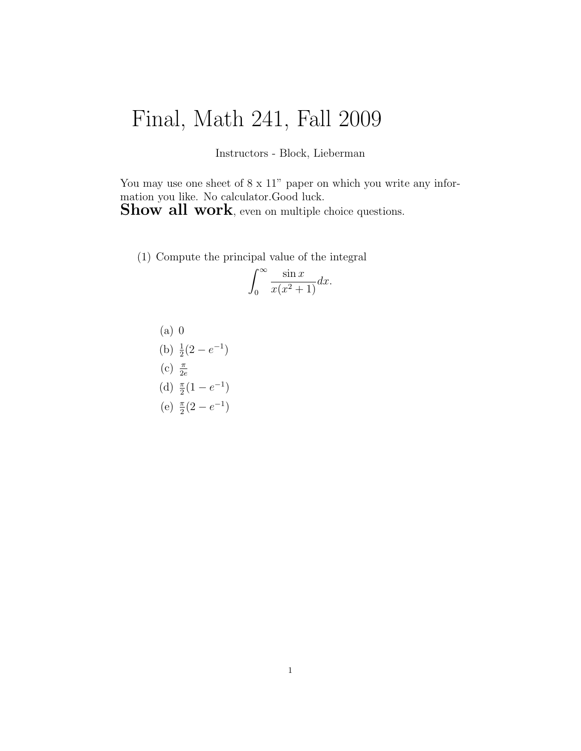# Final, Math 241, Fall 2009

Instructors - Block, Lieberman

You may use one sheet of 8 x 11" paper on which you write any information you like. No calculator.Good luck.

**Show all work**, even on multiple choice questions.

(1) Compute the principal value of the integral

$$\int_0^\infty \frac{\sin x}{x(x^2+1)} dx.$$

(a) $0$

(b) $\frac{1}{2}(2 - e^{-1})$

(c) $\frac{\pi}{2e}$

(d) $\frac{\pi}{2}(1 - e^{-1})$

(e) $\frac{\pi}{2}(2 - e^{-1})$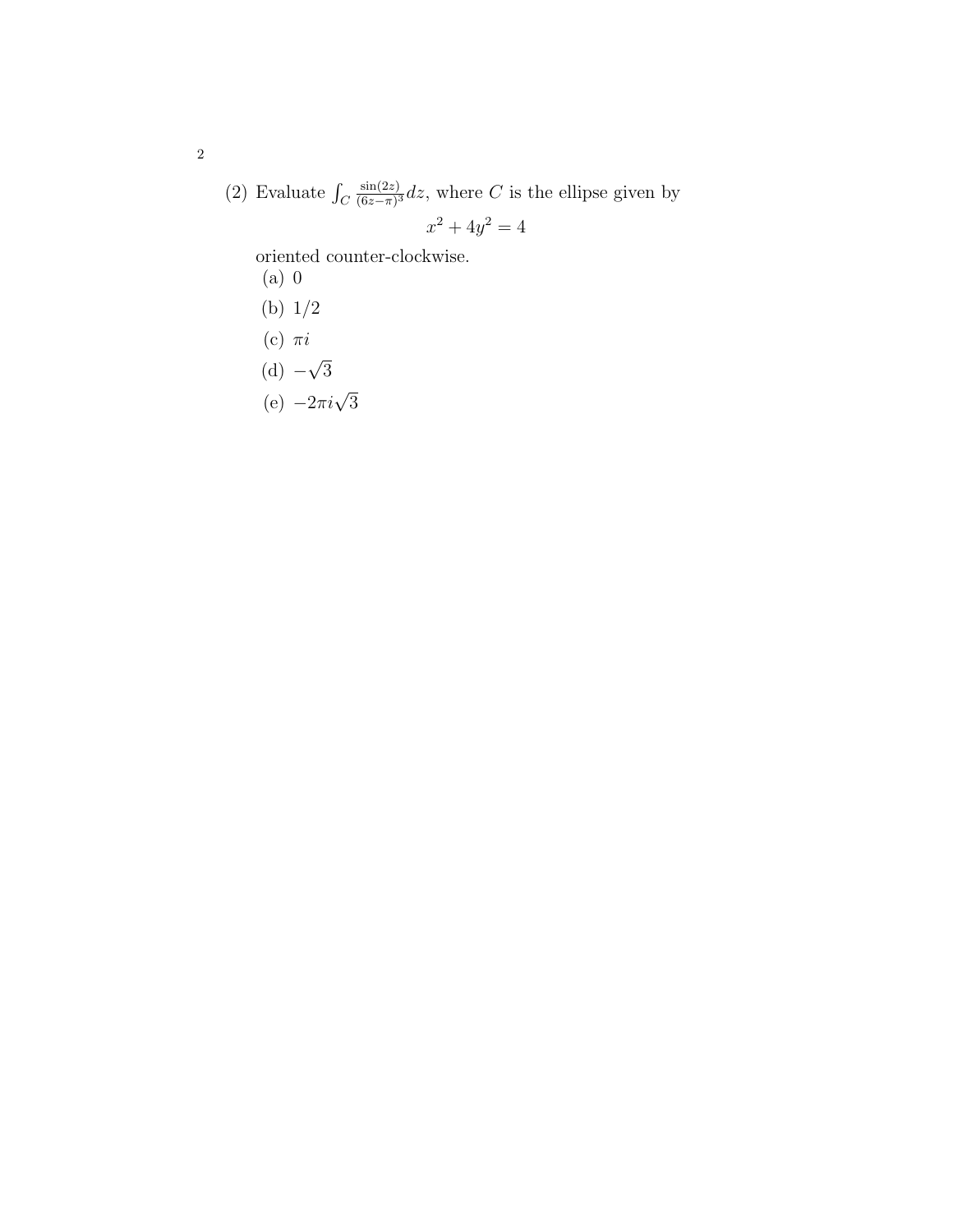(2) Evaluate $\int_C \frac{\sin(2z)}{(6z-\pi)^3} dz$, where $C$ is the ellipse given by

$$x^2 + 4y^2 = 4$$

oriented counter-clockwise.

(a) $0$

(b) $1/2$

(c) $\pi i$

(d) $-\sqrt{3}$

(e) $-2\pi i\sqrt{3}$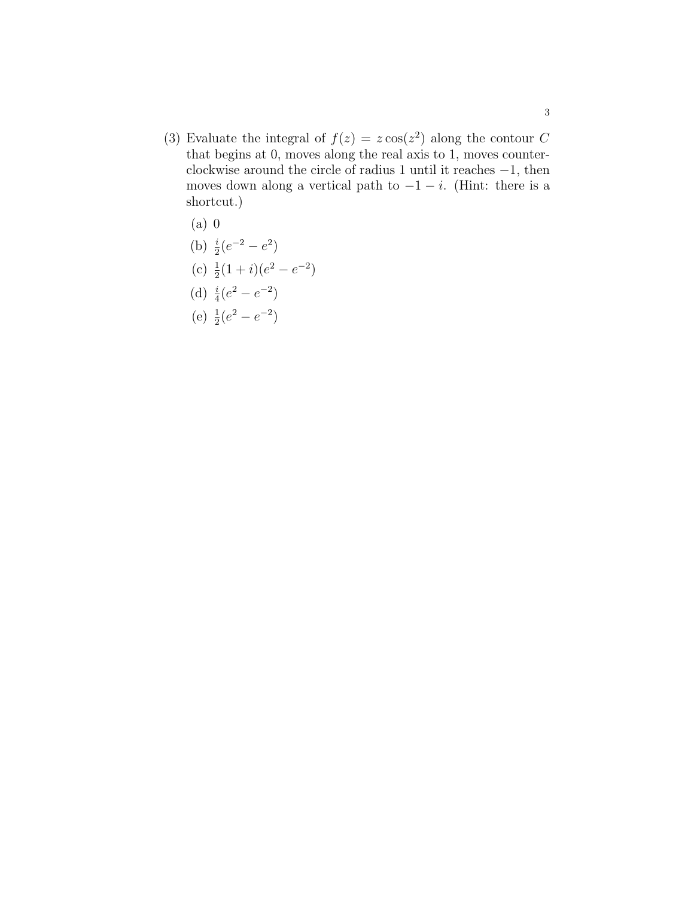(3) Evaluate the integral of $f(z) = z\cos(z^2)$ along the contour $C$ that begins at 0, moves along the real axis to 1, moves counterclockwise around the circle of radius 1 until it reaches $-1$, then moves down along a vertical path to $-1-i$. (Hint: there is a shortcut.)

(a) 0

(b) $\frac{i}{2}(e^{-2} - e^{2})$

(c) $\frac{1}{2}(1+i)(e^{2} - e^{-2})$

(d) $\frac{i}{4}(e^{2} - e^{-2})$

(e) $\frac{1}{2}(e^{2} - e^{-2})$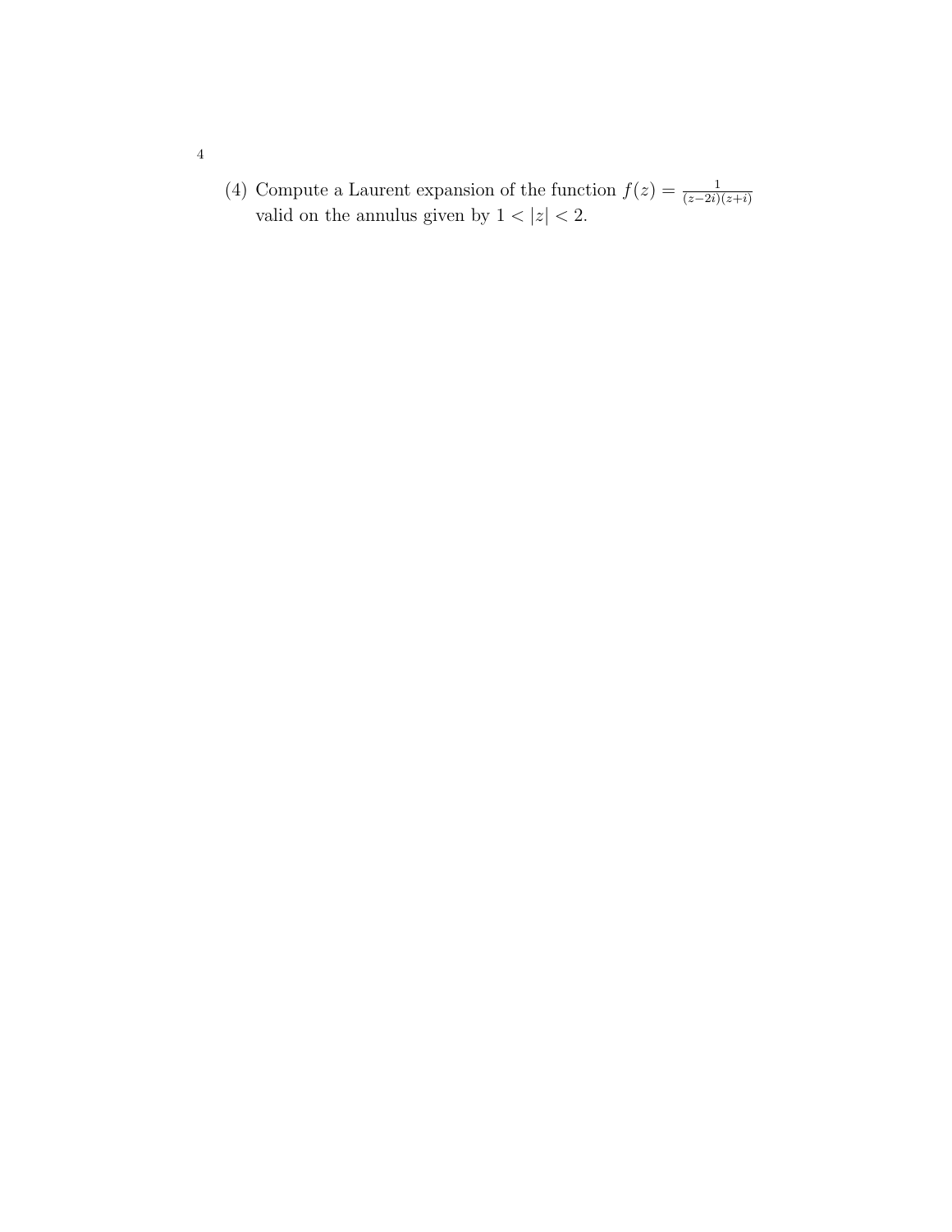(4) Compute a Laurent expansion of the function $f(z) = \frac{1}{(z-2i)(z+i)}$ valid on the annulus given by $1 < |z| < 2$.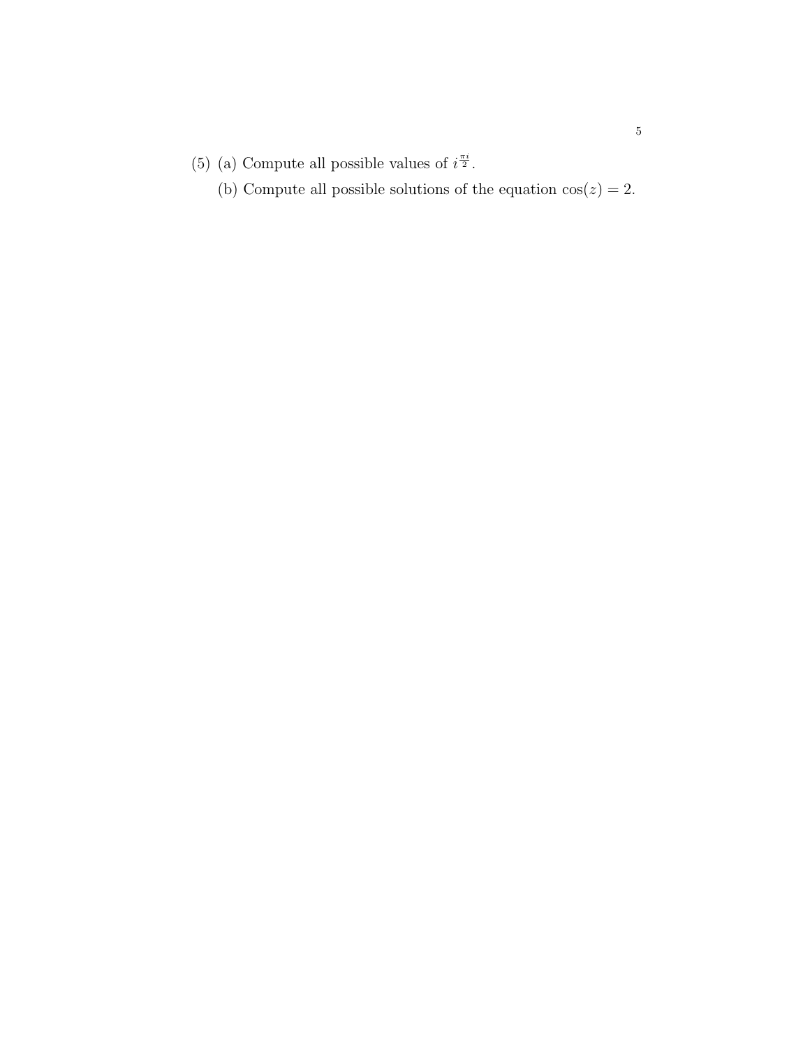(5) (a) Compute all possible values of $i^{\frac{\pi i}{2}}$.

(b) Compute all possible solutions of the equation $\cos(z) = 2$.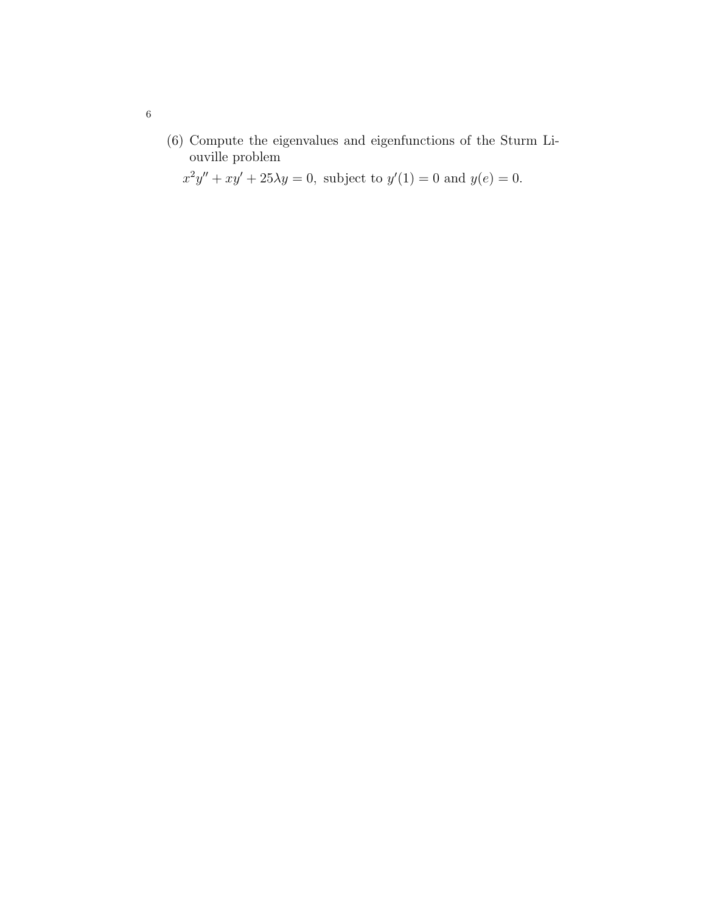(6) Compute the eigenvalues and eigenfunctions of the Sturm Liouville problem

$$x^2y'' + xy' + 25\lambda y = 0, \text{ subject to } y'(1) = 0 \text{ and } y(e) = 0.$$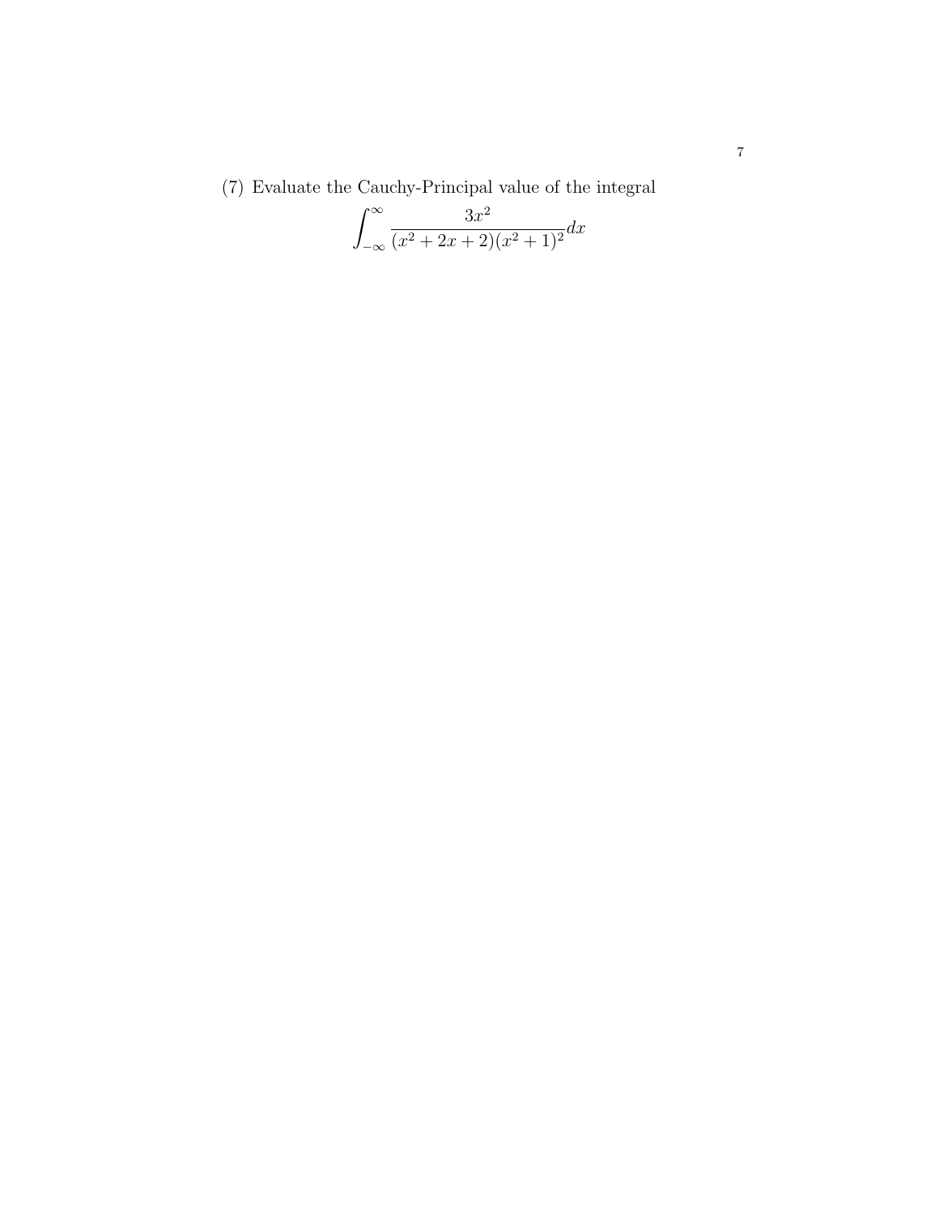(7) Evaluate the Cauchy-Principal value of the integral

$$\int_{-\infty}^{\infty} \frac{3x^2}{(x^2+2x+2)(x^2+1)^2} dx$$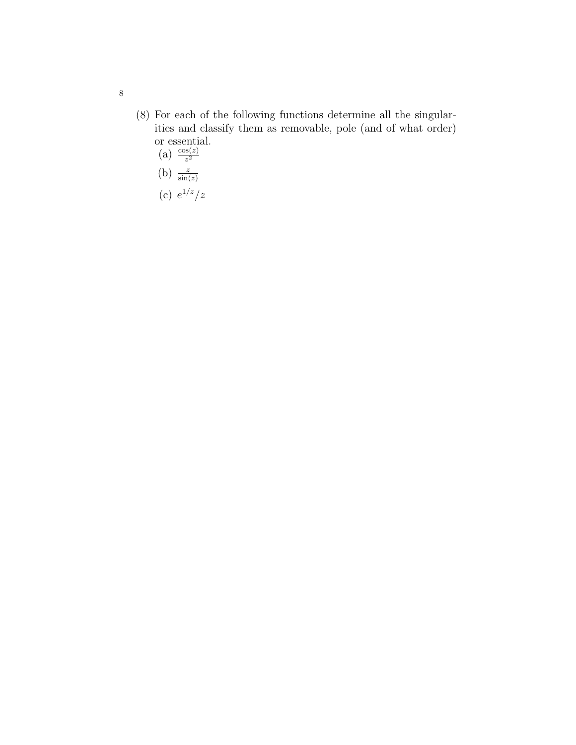(8) For each of the following functions determine all the singularities and classify them as removable, pole (and of what order) or essential.

   (a) $\frac{\cos(z)}{z^2}$

   (b) $\frac{z}{\sin(z)}$

   (c) $e^{1/z}/z$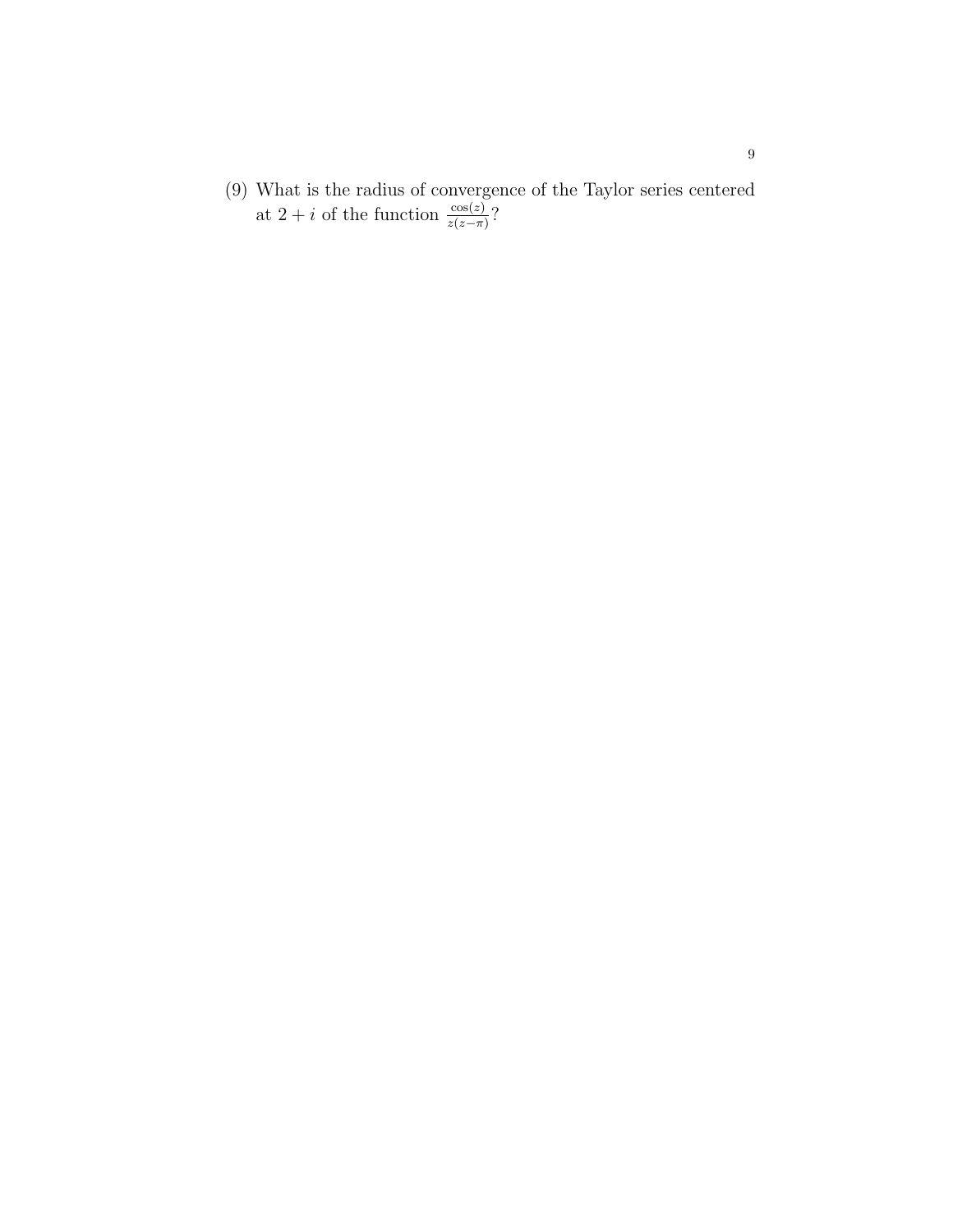(9) What is the radius of convergence of the Taylor series centered at $2+i$ of the function $\frac{\cos(z)}{z(z-\pi)}$?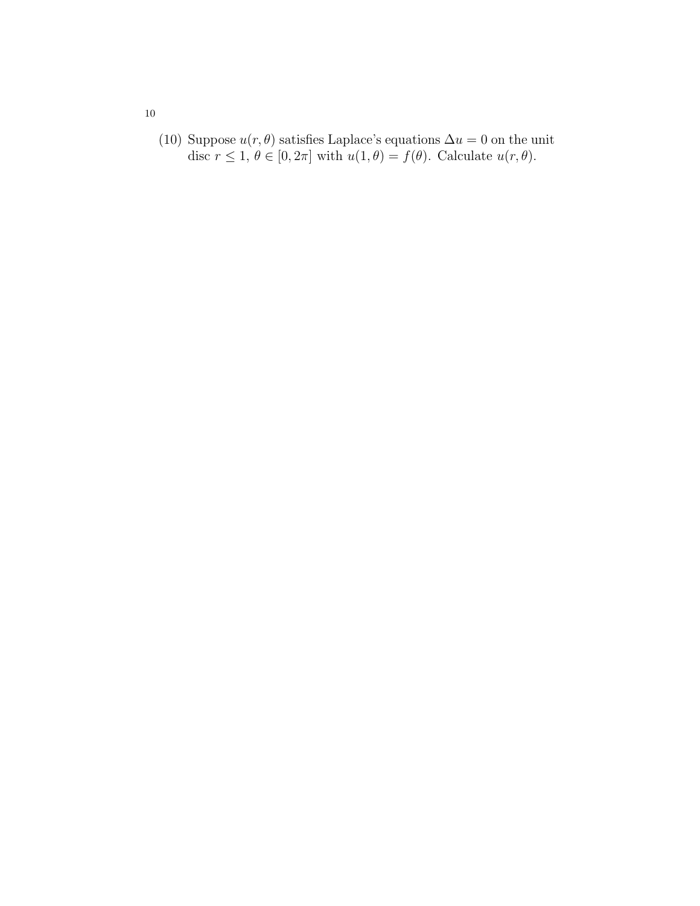(10) Suppose $u(r, \theta)$ satisfies Laplace's equations $\Delta u = 0$ on the unit disc $r \leq 1$, $\theta \in [0, 2\pi]$ with $u(1, \theta) = f(\theta)$. Calculate $u(r, \theta)$.